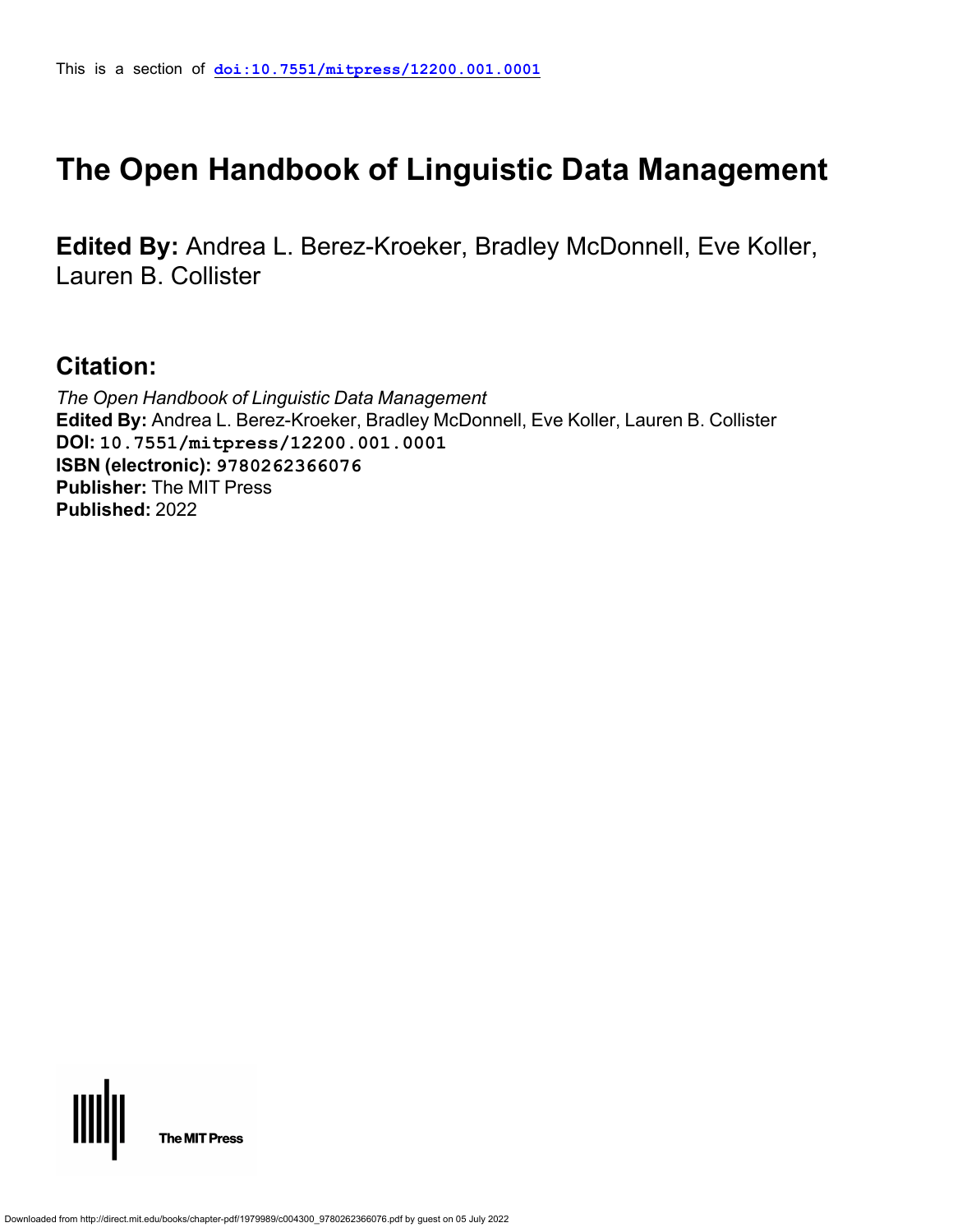This is a section of **doi:10.7551/mitpress/12200.001.0001**

# The Open Handbook of Linguistic Data Management

**Edited By:** Andrea L. Berez-Kroeker, Bradley McDonnell, Eve Koller, Lauren B. Collister

## Citation:

*The Open Handbook of Linguistic Data Management*
**Edited By:** Andrea L. Berez-Kroeker, Bradley McDonnell, Eve Koller, Lauren B. Collister
**DOI:** 10.7551/mitpress/12200.001.0001
**ISBN (electronic):** 9780262366076
**Publisher:** The MIT Press
**Published:** 2022

The MIT Press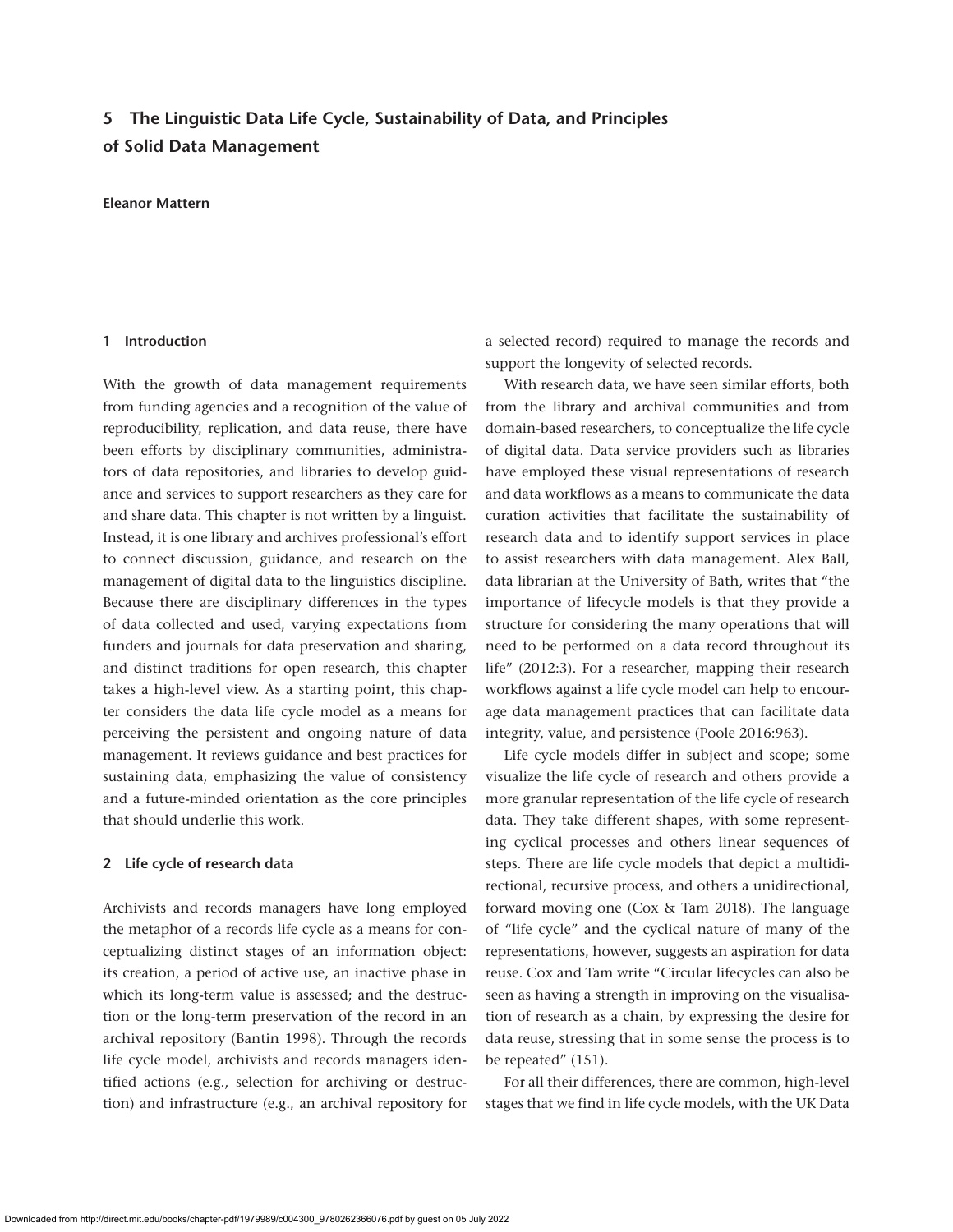# 5 The Linguistic Data Life Cycle, Sustainability of Data, and Principles of Solid Data Management

**Eleanor Mattern**

## 1 Introduction

With the growth of data management requirements from funding agencies and a recognition of the value of reproducibility, replication, and data reuse, there have been efforts by disciplinary communities, administrators of data repositories, and libraries to develop guidance and services to support researchers as they care for and share data. This chapter is not written by a linguist. Instead, it is one library and archives professional's effort to connect discussion, guidance, and research on the management of digital data to the linguistics discipline. Because there are disciplinary differences in the types of data collected and used, varying expectations from funders and journals for data preservation and sharing, and distinct traditions for open research, this chapter takes a high-level view. As a starting point, this chapter considers the data life cycle model as a means for perceiving the persistent and ongoing nature of data management. It reviews guidance and best practices for sustaining data, emphasizing the value of consistency and a future-minded orientation as the core principles that should underlie this work.

## 2 Life cycle of research data

Archivists and records managers have long employed the metaphor of a records life cycle as a means for conceptualizing distinct stages of an information object: its creation, a period of active use, an inactive phase in which its long-term value is assessed; and the destruction or the long-term preservation of the record in an archival repository (Bantin 1998). Through the records life cycle model, archivists and records managers identified actions (e.g., selection for archiving or destruction) and infrastructure (e.g., an archival repository for a selected record) required to manage the records and support the longevity of selected records.

With research data, we have seen similar efforts, both from the library and archival communities and from domain-based researchers, to conceptualize the life cycle of digital data. Data service providers such as libraries have employed these visual representations of research and data workflows as a means to communicate the data curation activities that facilitate the sustainability of research data and to identify support services in place to assist researchers with data management. Alex Ball, data librarian at the University of Bath, writes that "the importance of lifecycle models is that they provide a structure for considering the many operations that will need to be performed on a data record throughout its life" (2012:3). For a researcher, mapping their research workflows against a life cycle model can help to encourage data management practices that can facilitate data integrity, value, and persistence (Poole 2016:963).

Life cycle models differ in subject and scope; some visualize the life cycle of research and others provide a more granular representation of the life cycle of research data. They take different shapes, with some representing cyclical processes and others linear sequences of steps. There are life cycle models that depict a multidirectional, recursive process, and others a unidirectional, forward moving one (Cox & Tam 2018). The language of "life cycle" and the cyclical nature of many of the representations, however, suggests an aspiration for data reuse. Cox and Tam write "Circular lifecycles can also be seen as having a strength in improving on the visualisation of research as a chain, by expressing the desire for data reuse, stressing that in some sense the process is to be repeated" (151).

For all their differences, there are common, high-level stages that we find in life cycle models, with the UK Data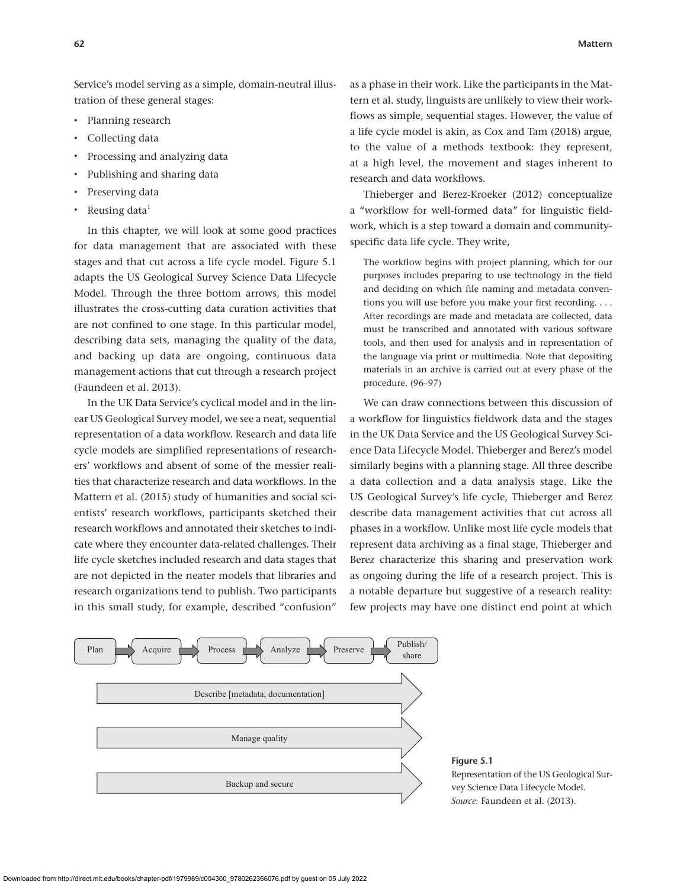Service's model serving as a simple, domain-neutral illustration of these general stages:

- Planning research
- Collecting data
- Processing and analyzing data
- Publishing and sharing data
- Preserving data
- Reusing data[1]

In this chapter, we will look at some good practices for data management that are associated with these stages and that cut across a life cycle model. Figure 5.1 adapts the US Geological Survey Science Data Lifecycle Model. Through the three bottom arrows, this model illustrates the cross-cutting data curation activities that are not confined to one stage. In this particular model, describing data sets, managing the quality of the data, and backing up data are ongoing, continuous data management actions that cut through a research project (Faundeen et al. 2013).

In the UK Data Service's cyclical model and in the linear US Geological Survey model, we see a neat, sequential representation of a data workflow. Research and data life cycle models are simplified representations of researchers' workflows and absent of some of the messier realities that characterize research and data workflows. In the Mattern et al. (2015) study of humanities and social scientists' research workflows, participants sketched their research workflows and annotated their sketches to indicate where they encounter data-related challenges. Their life cycle sketches included research and data stages that are not depicted in the neater models that libraries and research organizations tend to publish. Two participants in this small study, for example, described "confusion" as a phase in their work. Like the participants in the Mattern et al. study, linguists are unlikely to view their workflows as simple, sequential stages. However, the value of a life cycle model is akin, as Cox and Tam (2018) argue, to the value of a methods textbook: they represent, at a high level, the movement and stages inherent to research and data workflows.

Thieberger and Berez-Kroeker (2012) conceptualize a "workflow for well-formed data" for linguistic fieldwork, which is a step toward a domain and community-specific data life cycle. They write,

> The workflow begins with project planning, which for our purposes includes preparing to use technology in the field and deciding on which file naming and metadata conventions you will use before you make your first recording. . . . After recordings are made and metadata are collected, data must be transcribed and annotated with various software tools, and then used for analysis and in representation of the language via print or multimedia. Note that depositing materials in an archive is carried out at every phase of the procedure. (96–97)

We can draw connections between this discussion of a workflow for linguistics fieldwork data and the stages in the UK Data Service and the US Geological Survey Science Data Lifecycle Model. Thieberger and Berez's model similarly begins with a planning stage. All three describe a data collection and a data analysis stage. Like the US Geological Survey's life cycle, Thieberger and Berez describe data management activities that cut across all phases in a workflow. Unlike most life cycle models that represent data archiving as a final stage, Thieberger and Berez characterize this sharing and preservation work as ongoing during the life of a research project. This is a notable departure but suggestive of a research reality: few projects may have one distinct end point at which

Plan
Acquire
Process
Analyze
Preserve
Publish/share
Describe [metadata, documentation]
Manage quality
Backup and secure

**Figure 5.1**
Representation of the US Geological Survey Science Data Lifecycle Model. *Source*: Faundeen et al. (2013).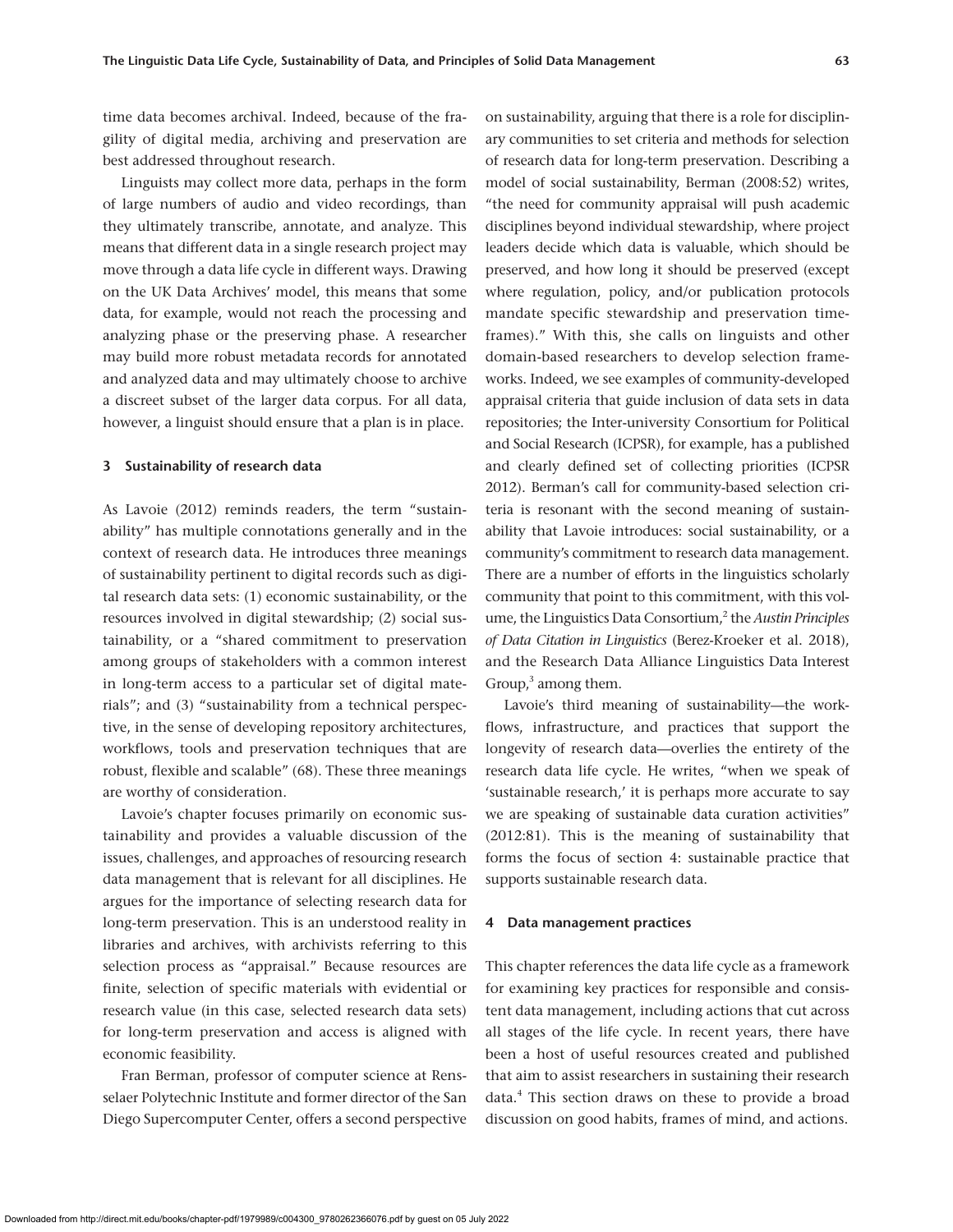time data becomes archival. Indeed, because of the fragility of digital media, archiving and preservation are best addressed throughout research.

Linguists may collect more data, perhaps in the form of large numbers of audio and video recordings, than they ultimately transcribe, annotate, and analyze. This means that different data in a single research project may move through a data life cycle in different ways. Drawing on the UK Data Archives' model, this means that some data, for example, would not reach the processing and analyzing phase or the preserving phase. A researcher may build more robust metadata records for annotated and analyzed data and may ultimately choose to archive a discreet subset of the larger data corpus. For all data, however, a linguist should ensure that a plan is in place.

## 3 Sustainability of research data

As Lavoie (2012) reminds readers, the term "sustainability" has multiple connotations generally and in the context of research data. He introduces three meanings of sustainability pertinent to digital records such as digital research data sets: (1) economic sustainability, or the resources involved in digital stewardship; (2) social sustainability, or a "shared commitment to preservation among groups of stakeholders with a common interest in long-term access to a particular set of digital materials"; and (3) "sustainability from a technical perspective, in the sense of developing repository architectures, workflows, tools and preservation techniques that are robust, flexible and scalable" (68). These three meanings are worthy of consideration.

Lavoie's chapter focuses primarily on economic sustainability and provides a valuable discussion of the issues, challenges, and approaches of resourcing research data management that is relevant for all disciplines. He argues for the importance of selecting research data for long-term preservation. This is an understood reality in libraries and archives, with archivists referring to this selection process as "appraisal." Because resources are finite, selection of specific materials with evidential or research value (in this case, selected research data sets) for long-term preservation and access is aligned with economic feasibility.

Fran Berman, professor of computer science at Rensselaer Polytechnic Institute and former director of the San Diego Supercomputer Center, offers a second perspective on sustainability, arguing that there is a role for disciplinary communities to set criteria and methods for selection of research data for long-term preservation. Describing a model of social sustainability, Berman (2008:52) writes, "the need for community appraisal will push academic disciplines beyond individual stewardship, where project leaders decide which data is valuable, which should be preserved, and how long it should be preserved (except where regulation, policy, and/or publication protocols mandate specific stewardship and preservation timeframes)." With this, she calls on linguists and other domain-based researchers to develop selection frameworks. Indeed, we see examples of community-developed appraisal criteria that guide inclusion of data sets in data repositories; the Inter-university Consortium for Political and Social Research (ICPSR), for example, has a published and clearly defined set of collecting priorities (ICPSR 2012). Berman's call for community-based selection criteria is resonant with the second meaning of sustainability that Lavoie introduces: social sustainability, or a community's commitment to research data management. There are a number of efforts in the linguistics scholarly community that point to this commitment, with this volume, the Linguistics Data Consortium,[2] the *Austin Principles of Data Citation in Linguistics* (Berez-Kroeker et al. 2018), and the Research Data Alliance Linguistics Data Interest Group,[3] among them.

Lavoie's third meaning of sustainability—the workflows, infrastructure, and practices that support the longevity of research data—overlies the entirety of the research data life cycle. He writes, "when we speak of 'sustainable research,' it is perhaps more accurate to say we are speaking of sustainable data curation activities" (2012:81). This is the meaning of sustainability that forms the focus of section 4: sustainable practice that supports sustainable research data.

## 4 Data management practices

This chapter references the data life cycle as a framework for examining key practices for responsible and consistent data management, including actions that cut across all stages of the life cycle. In recent years, there have been a host of useful resources created and published that aim to assist researchers in sustaining their research data.[4] This section draws on these to provide a broad discussion on good habits, frames of mind, and actions.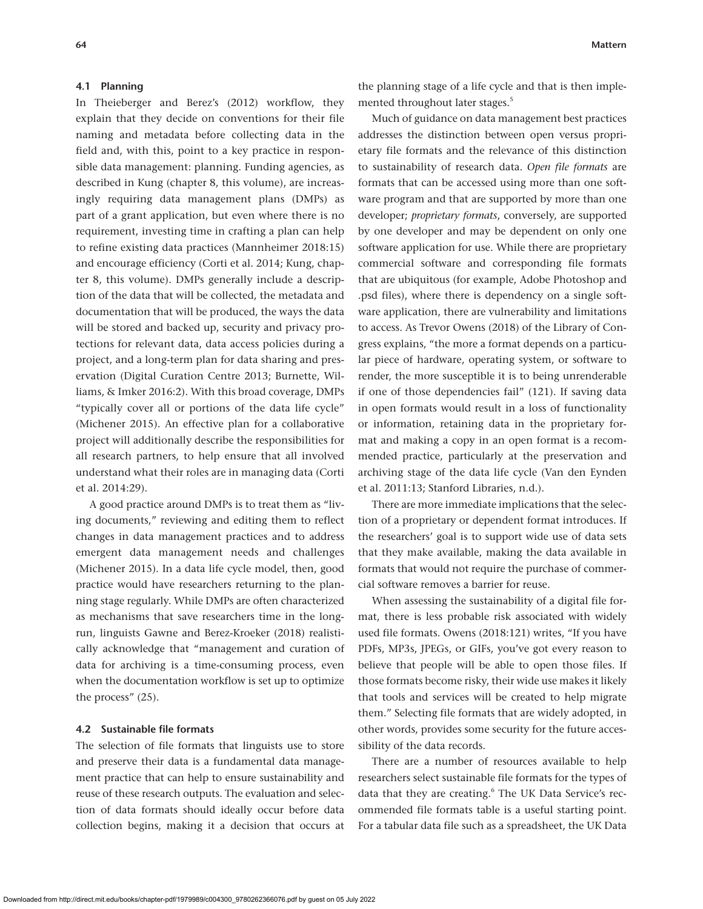### 4.1 Planning

In Theieberger and Berez's (2012) workflow, they explain that they decide on conventions for their file naming and metadata before collecting data in the field and, with this, point to a key practice in responsible data management: planning. Funding agencies, as described in Kung (chapter 8, this volume), are increasingly requiring data management plans (DMPs) as part of a grant application, but even where there is no requirement, investing time in crafting a plan can help to refine existing data practices (Mannheimer 2018:15) and encourage efficiency (Corti et al. 2014; Kung, chapter 8, this volume). DMPs generally include a description of the data that will be collected, the metadata and documentation that will be produced, the ways the data will be stored and backed up, security and privacy protections for relevant data, data access policies during a project, and a long-term plan for data sharing and preservation (Digital Curation Centre 2013; Burnette, Williams, & Imker 2016:2). With this broad coverage, DMPs "typically cover all or portions of the data life cycle" (Michener 2015). An effective plan for a collaborative project will additionally describe the responsibilities for all research partners, to help ensure that all involved understand what their roles are in managing data (Corti et al. 2014:29).

A good practice around DMPs is to treat them as "living documents," reviewing and editing them to reflect changes in data management practices and to address emergent data management needs and challenges (Michener 2015). In a data life cycle model, then, good practice would have researchers returning to the planning stage regularly. While DMPs are often characterized as mechanisms that save researchers time in the long-run, linguists Gawne and Berez-Kroeker (2018) realistically acknowledge that "management and curation of data for archiving is a time-consuming process, even when the documentation workflow is set up to optimize the process" (25).

### 4.2 Sustainable file formats

The selection of file formats that linguists use to store and preserve their data is a fundamental data management practice that can help to ensure sustainability and reuse of these research outputs. The evaluation and selection of data formats should ideally occur before data collection begins, making it a decision that occurs at the planning stage of a life cycle and that is then implemented throughout later stages.[5]

Much of guidance on data management best practices addresses the distinction between open versus proprietary file formats and the relevance of this distinction to sustainability of research data. *Open file formats* are formats that can be accessed using more than one software program and that are supported by more than one developer; *proprietary formats*, conversely, are supported by one developer and may be dependent on only one software application for use. While there are proprietary commercial software and corresponding file formats that are ubiquitous (for example, Adobe Photoshop and .psd files), where there is dependency on a single software application, there are vulnerability and limitations to access. As Trevor Owens (2018) of the Library of Congress explains, "the more a format depends on a particular piece of hardware, operating system, or software to render, the more susceptible it is to being unrenderable if one of those dependencies fail" (121). If saving data in open formats would result in a loss of functionality or information, retaining data in the proprietary format and making a copy in an open format is a recommended practice, particularly at the preservation and archiving stage of the data life cycle (Van den Eynden et al. 2011:13; Stanford Libraries, n.d.).

There are more immediate implications that the selection of a proprietary or dependent format introduces. If the researchers' goal is to support wide use of data sets that they make available, making the data available in formats that would not require the purchase of commercial software removes a barrier for reuse.

When assessing the sustainability of a digital file format, there is less probable risk associated with widely used file formats. Owens (2018:121) writes, "If you have PDFs, MP3s, JPEGs, or GIFs, you've got every reason to believe that people will be able to open those files. If those formats become risky, their wide use makes it likely that tools and services will be created to help migrate them." Selecting file formats that are widely adopted, in other words, provides some security for the future accessibility of the data records.

There are a number of resources available to help researchers select sustainable file formats for the types of data that they are creating.[6] The UK Data Service's recommended file formats table is a useful starting point. For a tabular data file such as a spreadsheet, the UK Data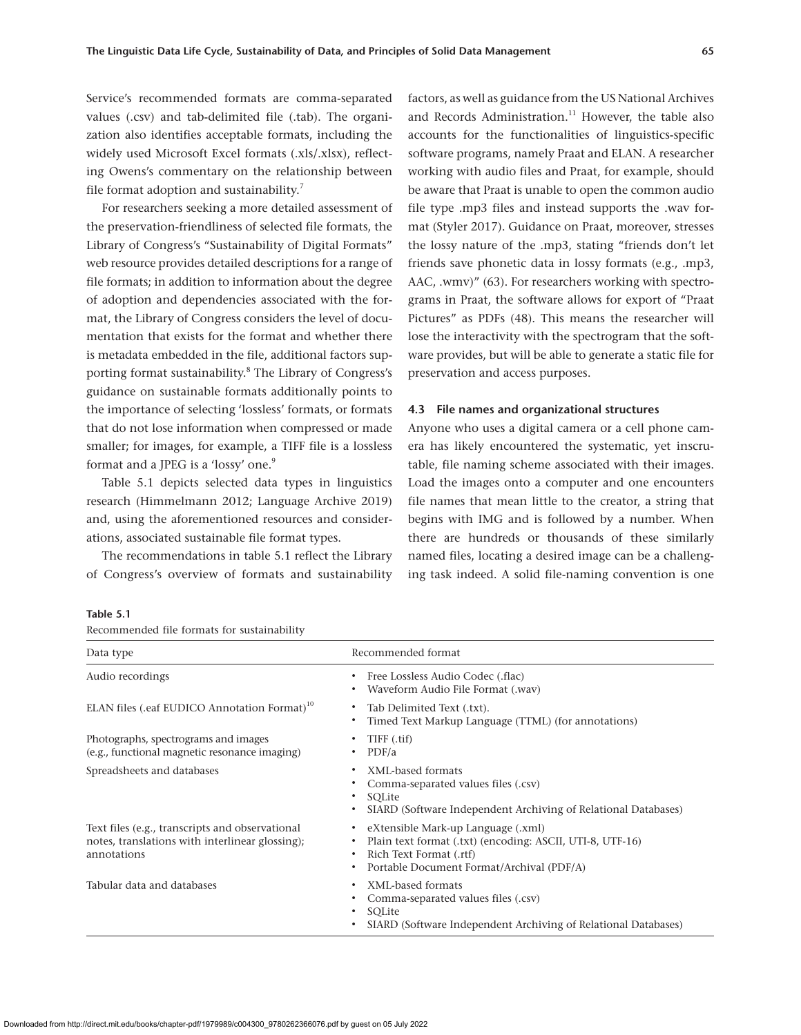Service's recommended formats are comma-separated values (.csv) and tab-delimited file (.tab). The organization also identifies acceptable formats, including the widely used Microsoft Excel formats (.xls/.xlsx), reflecting Owens's commentary on the relationship between file format adoption and sustainability.[7]

For researchers seeking a more detailed assessment of the preservation-friendliness of selected file formats, the Library of Congress's "Sustainability of Digital Formats" web resource provides detailed descriptions for a range of file formats; in addition to information about the degree of adoption and dependencies associated with the format, the Library of Congress considers the level of documentation that exists for the format and whether there is metadata embedded in the file, additional factors supporting format sustainability.[8] The Library of Congress's guidance on sustainable formats additionally points to the importance of selecting 'lossless' formats, or formats that do not lose information when compressed or made smaller; for images, for example, a TIFF file is a lossless format and a JPEG is a 'lossy' one.[9]

Table 5.1 depicts selected data types in linguistics research (Himmelmann 2012; Language Archive 2019) and, using the aforementioned resources and considerations, associated sustainable file format types.

The recommendations in table 5.1 reflect the Library of Congress's overview of formats and sustainability factors, as well as guidance from the US National Archives and Records Administration.[11] However, the table also accounts for the functionalities of linguistics-specific software programs, namely Praat and ELAN. A researcher working with audio files and Praat, for example, should be aware that Praat is unable to open the common audio file type .mp3 files and instead supports the .wav format (Styler 2017). Guidance on Praat, moreover, stresses the lossy nature of the .mp3, stating "friends don't let friends save phonetic data in lossy formats (e.g., .mp3, AAC, .wmv)" (63). For researchers working with spectrograms in Praat, the software allows for export of "Praat Pictures" as PDFs (48). This means the researcher will lose the interactivity with the spectrogram that the software provides, but will be able to generate a static file for preservation and access purposes.

### 4.3 File names and organizational structures

Anyone who uses a digital camera or a cell phone camera has likely encountered the systematic, yet inscrutable, file naming scheme associated with their images. Load the images onto a computer and one encounters file names that mean little to the creator, a string that begins with IMG and is followed by a number. When there are hundreds or thousands of these similarly named files, locating a desired image can be a challenging task indeed. A solid file-naming convention is one

**Table 5.1**
Recommended file formats for sustainability

| Data type | Recommended format |
|---|---|
| Audio recordings | • Free Lossless Audio Codec (.flac)<br>• Waveform Audio File Format (.wav) |
| ELAN files (.eaf EUDICO Annotation Format)[10] | • Tab Delimited Text (.txt).<br>• Timed Text Markup Language (TTML) (for annotations) |
| Photographs, spectrograms and images (e.g., functional magnetic resonance imaging) | • TIFF (.tif)<br>• PDF/a |
| Spreadsheets and databases | • XML-based formats<br>• Comma-separated values files (.csv)<br>• SQLite<br>• SIARD (Software Independent Archiving of Relational Databases) |
| Text files (e.g., transcripts and observational notes, translations with interlinear glossing); annotations | • eXtensible Mark-up Language (.xml)<br>• Plain text format (.txt) (encoding: ASCII, UTI-8, UTF-16)<br>• Rich Text Format (.rtf)<br>• Portable Document Format/Archival (PDF/A) |
| Tabular data and databases | • XML-based formats<br>• Comma-separated values files (.csv)<br>• SQLite<br>• SIARD (Software Independent Archiving of Relational Databases) |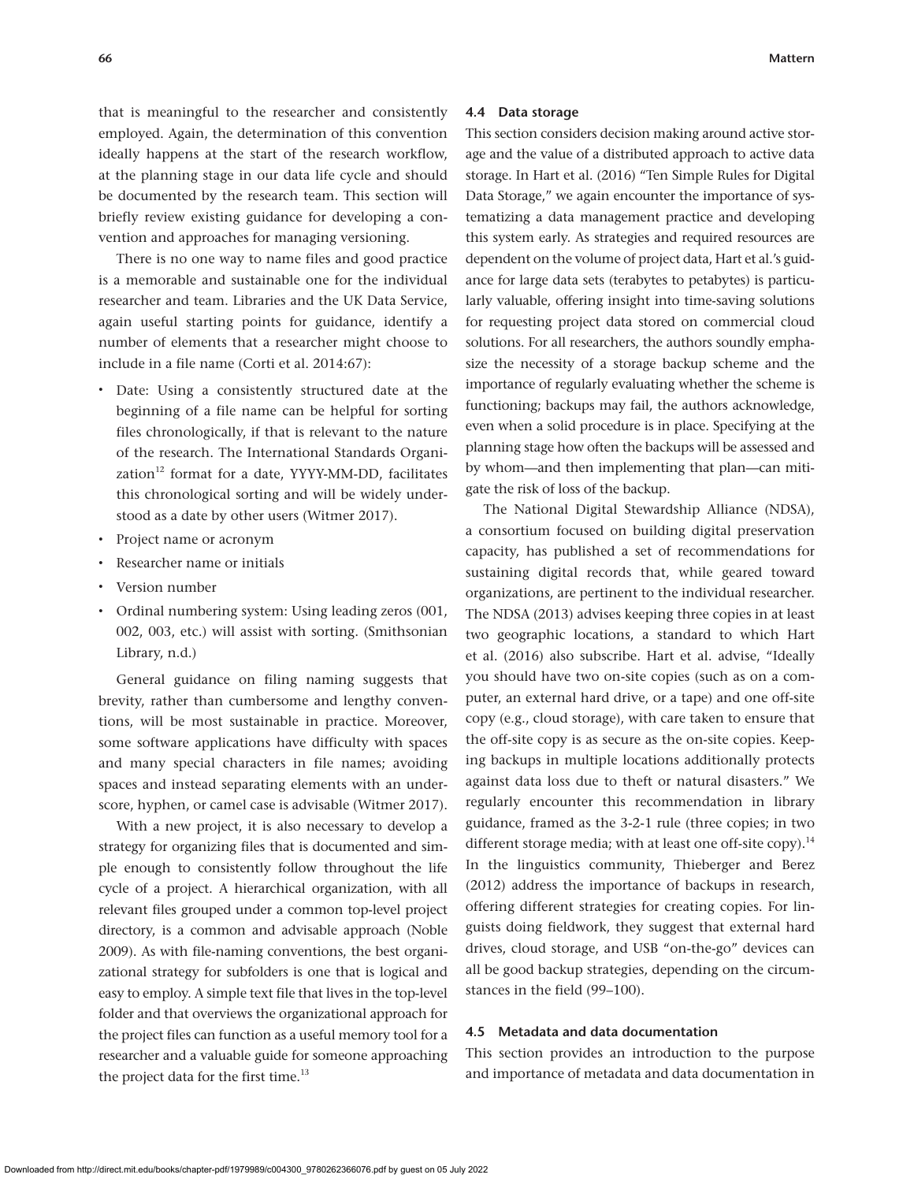that is meaningful to the researcher and consistently employed. Again, the determination of this convention ideally happens at the start of the research workflow, at the planning stage in our data life cycle and should be documented by the research team. This section will briefly review existing guidance for developing a convention and approaches for managing versioning.

There is no one way to name files and good practice is a memorable and sustainable one for the individual researcher and team. Libraries and the UK Data Service, again useful starting points for guidance, identify a number of elements that a researcher might choose to include in a file name (Corti et al. 2014:67):

- Date: Using a consistently structured date at the beginning of a file name can be helpful for sorting files chronologically, if that is relevant to the nature of the research. The International Standards Organization[12] format for a date, YYYY-MM-DD, facilitates this chronological sorting and will be widely understood as a date by other users (Witmer 2017).
- Project name or acronym
- Researcher name or initials
- Version number
- Ordinal numbering system: Using leading zeros (001, 002, 003, etc.) will assist with sorting. (Smithsonian Library, n.d.)

General guidance on filing naming suggests that brevity, rather than cumbersome and lengthy conventions, will be most sustainable in practice. Moreover, some software applications have difficulty with spaces and many special characters in file names; avoiding spaces and instead separating elements with an underscore, hyphen, or camel case is advisable (Witmer 2017).

With a new project, it is also necessary to develop a strategy for organizing files that is documented and simple enough to consistently follow throughout the life cycle of a project. A hierarchical organization, with all relevant files grouped under a common top-level project directory, is a common and advisable approach (Noble 2009). As with file-naming conventions, the best organizational strategy for subfolders is one that is logical and easy to employ. A simple text file that lives in the top-level folder and that overviews the organizational approach for the project files can function as a useful memory tool for a researcher and a valuable guide for someone approaching the project data for the first time.[13]

### 4.4 Data storage

This section considers decision making around active storage and the value of a distributed approach to active data storage. In Hart et al. (2016) "Ten Simple Rules for Digital Data Storage," we again encounter the importance of systematizing a data management practice and developing this system early. As strategies and required resources are dependent on the volume of project data, Hart et al.'s guidance for large data sets (terabytes to petabytes) is particularly valuable, offering insight into time-saving solutions for requesting project data stored on commercial cloud solutions. For all researchers, the authors soundly emphasize the necessity of a storage backup scheme and the importance of regularly evaluating whether the scheme is functioning; backups may fail, the authors acknowledge, even when a solid procedure is in place. Specifying at the planning stage how often the backups will be assessed and by whom—and then implementing that plan—can mitigate the risk of loss of the backup.

The National Digital Stewardship Alliance (NDSA), a consortium focused on building digital preservation capacity, has published a set of recommendations for sustaining digital records that, while geared toward organizations, are pertinent to the individual researcher. The NDSA (2013) advises keeping three copies in at least two geographic locations, a standard to which Hart et al. (2016) also subscribe. Hart et al. advise, "Ideally you should have two on-site copies (such as on a computer, an external hard drive, or a tape) and one off-site copy (e.g., cloud storage), with care taken to ensure that the off-site copy is as secure as the on-site copies. Keeping backups in multiple locations additionally protects against data loss due to theft or natural disasters." We regularly encounter this recommendation in library guidance, framed as the 3-2-1 rule (three copies; in two different storage media; with at least one off-site copy).[14] In the linguistics community, Thieberger and Berez (2012) address the importance of backups in research, offering different strategies for creating copies. For linguists doing fieldwork, they suggest that external hard drives, cloud storage, and USB "on-the-go" devices can all be good backup strategies, depending on the circumstances in the field (99–100).

### 4.5 Metadata and data documentation

This section provides an introduction to the purpose and importance of metadata and data documentation in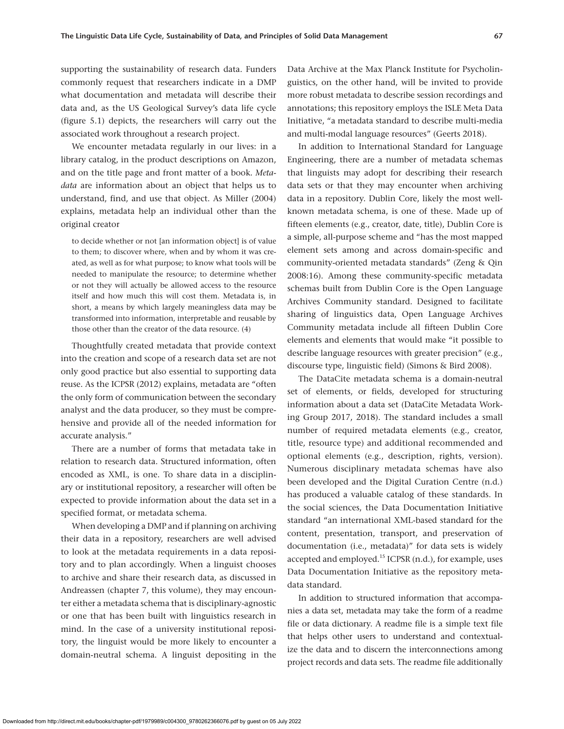supporting the sustainability of research data. Funders commonly request that researchers indicate in a DMP what documentation and metadata will describe their data and, as the US Geological Survey's data life cycle (figure 5.1) depicts, the researchers will carry out the associated work throughout a research project.

We encounter metadata regularly in our lives: in a library catalog, in the product descriptions on Amazon, and on the title page and front matter of a book. *Metadata* are information about an object that helps us to understand, find, and use that object. As Miller (2004) explains, metadata help an individual other than the original creator

> to decide whether or not [an information object] is of value to them; to discover where, when and by whom it was created, as well as for what purpose; to know what tools will be needed to manipulate the resource; to determine whether or not they will actually be allowed access to the resource itself and how much this will cost them. Metadata is, in short, a means by which largely meaningless data may be transformed into information, interpretable and reusable by those other than the creator of the data resource. (4)

Thoughtfully created metadata that provide context into the creation and scope of a research data set are not only good practice but also essential to supporting data reuse. As the ICPSR (2012) explains, metadata are "often the only form of communication between the secondary analyst and the data producer, so they must be comprehensive and provide all of the needed information for accurate analysis."

There are a number of forms that metadata take in relation to research data. Structured information, often encoded as XML, is one. To share data in a disciplinary or institutional repository, a researcher will often be expected to provide information about the data set in a specified format, or metadata schema.

When developing a DMP and if planning on archiving their data in a repository, researchers are well advised to look at the metadata requirements in a data repository and to plan accordingly. When a linguist chooses to archive and share their research data, as discussed in Andreassen (chapter 7, this volume), they may encounter either a metadata schema that is disciplinary-agnostic or one that has been built with linguistics research in mind. In the case of a university institutional repository, the linguist would be more likely to encounter a domain-neutral schema. A linguist depositing in the Data Archive at the Max Planck Institute for Psycholinguistics, on the other hand, will be invited to provide more robust metadata to describe session recordings and annotations; this repository employs the ISLE Meta Data Initiative, "a metadata standard to describe multi-media and multi-modal language resources" (Geerts 2018).

In addition to International Standard for Language Engineering, there are a number of metadata schemas that linguists may adopt for describing their research data sets or that they may encounter when archiving data in a repository. Dublin Core, likely the most well-known metadata schema, is one of these. Made up of fifteen elements (e.g., creator, date, title), Dublin Core is a simple, all-purpose scheme and "has the most mapped element sets among and across domain-specific and community-oriented metadata standards" (Zeng & Qin 2008:16). Among these community-specific metadata schemas built from Dublin Core is the Open Language Archives Community standard. Designed to facilitate sharing of linguistics data, Open Language Archives Community metadata include all fifteen Dublin Core elements and elements that would make "it possible to describe language resources with greater precision" (e.g., discourse type, linguistic field) (Simons & Bird 2008).

The DataCite metadata schema is a domain-neutral set of elements, or fields, developed for structuring information about a data set (DataCite Metadata Working Group 2017, 2018). The standard includes a small number of required metadata elements (e.g., creator, title, resource type) and additional recommended and optional elements (e.g., description, rights, version). Numerous disciplinary metadata schemas have also been developed and the Digital Curation Centre (n.d.) has produced a valuable catalog of these standards. In the social sciences, the Data Documentation Initiative standard "an international XML-based standard for the content, presentation, transport, and preservation of documentation (i.e., metadata)" for data sets is widely accepted and employed.[15] ICPSR (n.d.), for example, uses Data Documentation Initiative as the repository metadata standard.

In addition to structured information that accompanies a data set, metadata may take the form of a readme file or data dictionary. A readme file is a simple text file that helps other users to understand and contextualize the data and to discern the interconnections among project records and data sets. The readme file additionally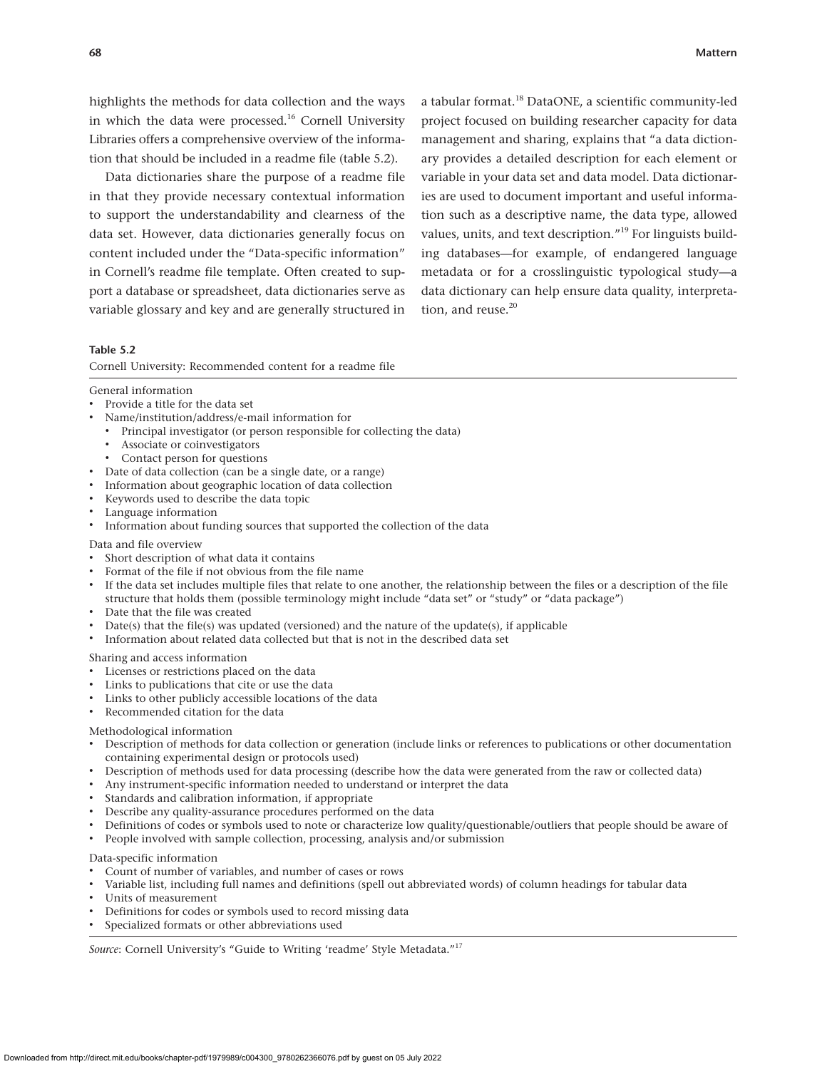highlights the methods for data collection and the ways in which the data were processed.[16] Cornell University Libraries offers a comprehensive overview of the information that should be included in a readme file (table 5.2).

Data dictionaries share the purpose of a readme file in that they provide necessary contextual information to support the understandability and clearness of the data set. However, data dictionaries generally focus on content included under the "Data-specific information" in Cornell's readme file template. Often created to support a database or spreadsheet, data dictionaries serve as variable glossary and key and are generally structured in a tabular format.[18] DataONE, a scientific community-led project focused on building researcher capacity for data management and sharing, explains that "a data dictionary provides a detailed description for each element or variable in your data set and data model. Data dictionaries are used to document important and useful information such as a descriptive name, the data type, allowed values, units, and text description."[19] For linguists building databases—for example, of endangered language metadata or for a crosslinguistic typological study—a data dictionary can help ensure data quality, interpretation, and reuse.[20]

**Table 5.2**

Cornell University: Recommended content for a readme file

General information

- Provide a title for the data set
- Name/institution/address/e-mail information for
  - Principal investigator (or person responsible for collecting the data)
  - Associate or coinvestigators
  - Contact person for questions
- Date of data collection (can be a single date, or a range)
- Information about geographic location of data collection
- Keywords used to describe the data topic
- Language information
- Information about funding sources that supported the collection of the data

Data and file overview

- Short description of what data it contains
- Format of the file if not obvious from the file name
- If the data set includes multiple files that relate to one another, the relationship between the files or a description of the file structure that holds them (possible terminology might include "data set" or "study" or "data package")
- Date that the file was created
- Date(s) that the file(s) was updated (versioned) and the nature of the update(s), if applicable
- Information about related data collected but that is not in the described data set

Sharing and access information

- Licenses or restrictions placed on the data
- Links to publications that cite or use the data
- Links to other publicly accessible locations of the data
- Recommended citation for the data

Methodological information

- Description of methods for data collection or generation (include links or references to publications or other documentation containing experimental design or protocols used)
- Description of methods used for data processing (describe how the data were generated from the raw or collected data)
- Any instrument-specific information needed to understand or interpret the data
- Standards and calibration information, if appropriate
- Describe any quality-assurance procedures performed on the data
- Definitions of codes or symbols used to note or characterize low quality/questionable/outliers that people should be aware of
- People involved with sample collection, processing, analysis and/or submission

Data-specific information

- Count of number of variables, and number of cases or rows
- Variable list, including full names and definitions (spell out abbreviated words) of column headings for tabular data
- Units of measurement
- Definitions for codes or symbols used to record missing data
- Specialized formats or other abbreviations used

*Source*: Cornell University's "Guide to Writing 'readme' Style Metadata."[17]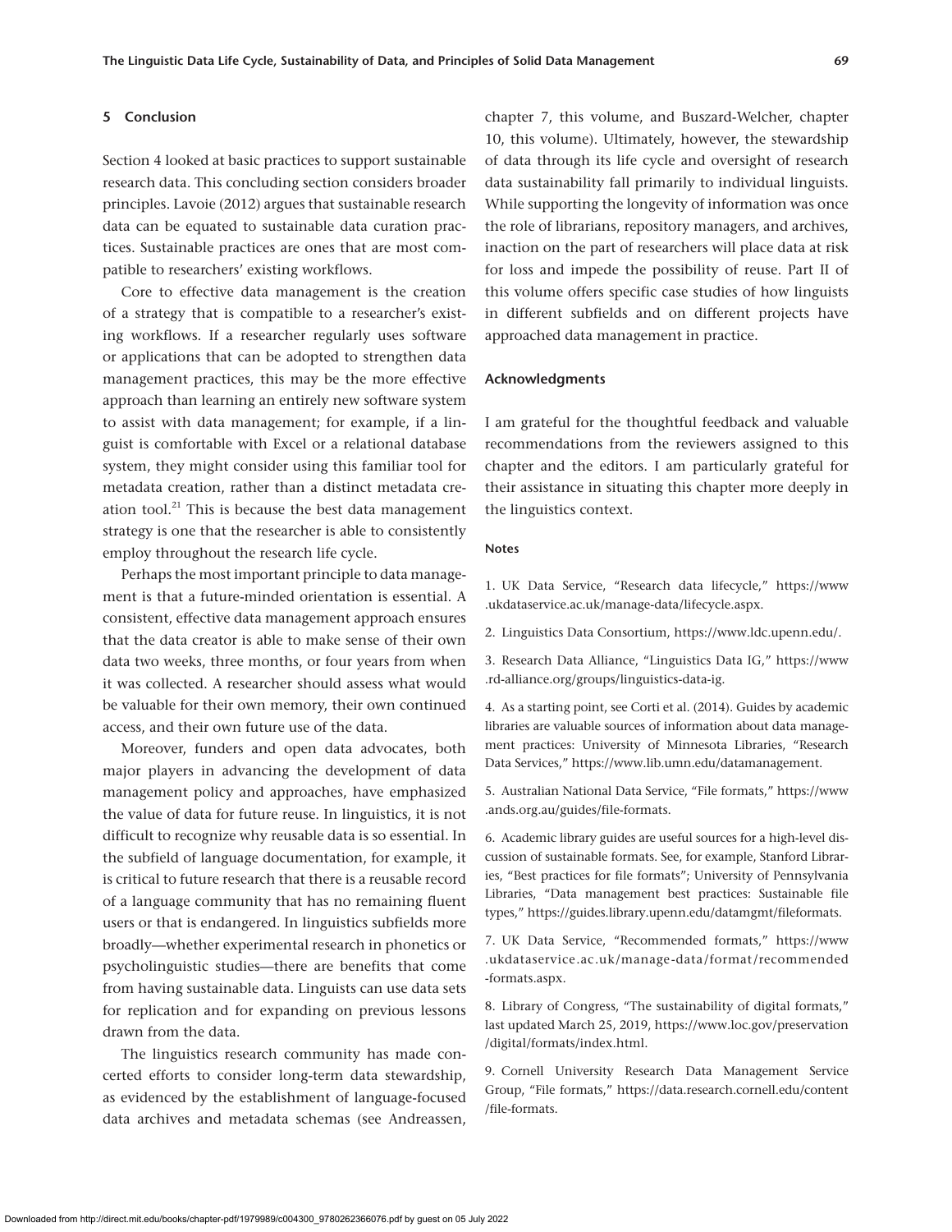## 5 Conclusion

Section 4 looked at basic practices to support sustainable research data. This concluding section considers broader principles. Lavoie (2012) argues that sustainable research data can be equated to sustainable data curation practices. Sustainable practices are ones that are most compatible to researchers' existing workflows.

Core to effective data management is the creation of a strategy that is compatible to a researcher's existing workflows. If a researcher regularly uses software or applications that can be adopted to strengthen data management practices, this may be the more effective approach than learning an entirely new software system to assist with data management; for example, if a linguist is comfortable with Excel or a relational database system, they might consider using this familiar tool for metadata creation, rather than a distinct metadata creation tool.[21] This is because the best data management strategy is one that the researcher is able to consistently employ throughout the research life cycle.

Perhaps the most important principle to data management is that a future-minded orientation is essential. A consistent, effective data management approach ensures that the data creator is able to make sense of their own data two weeks, three months, or four years from when it was collected. A researcher should assess what would be valuable for their own memory, their own continued access, and their own future use of the data.

Moreover, funders and open data advocates, both major players in advancing the development of data management policy and approaches, have emphasized the value of data for future reuse. In linguistics, it is not difficult to recognize why reusable data is so essential. In the subfield of language documentation, for example, it is critical to future research that there is a reusable record of a language community that has no remaining fluent users or that is endangered. In linguistics subfields more broadly—whether experimental research in phonetics or psycholinguistic studies—there are benefits that come from having sustainable data. Linguists can use data sets for replication and for expanding on previous lessons drawn from the data.

The linguistics research community has made concerted efforts to consider long-term data stewardship, as evidenced by the establishment of language-focused data archives and metadata schemas (see Andreassen, chapter 7, this volume, and Buszard-Welcher, chapter 10, this volume). Ultimately, however, the stewardship of data through its life cycle and oversight of research data sustainability fall primarily to individual linguists. While supporting the longevity of information was once the role of librarians, repository managers, and archives, inaction on the part of researchers will place data at risk for loss and impede the possibility of reuse. Part II of this volume offers specific case studies of how linguists in different subfields and on different projects have approached data management in practice.

## Acknowledgments

I am grateful for the thoughtful feedback and valuable recommendations from the reviewers assigned to this chapter and the editors. I am particularly grateful for their assistance in situating this chapter more deeply in the linguistics context.

### Notes

1. UK Data Service, "Research data lifecycle," https://www.ukdataservice.ac.uk/manage-data/lifecycle.aspx.

2. Linguistics Data Consortium, https://www.ldc.upenn.edu/.

3. Research Data Alliance, "Linguistics Data IG," https://www.rd-alliance.org/groups/linguistics-data-ig.

4. As a starting point, see Corti et al. (2014). Guides by academic libraries are valuable sources of information about data management practices: University of Minnesota Libraries, "Research Data Services," https://www.lib.umn.edu/datamanagement.

5. Australian National Data Service, "File formats," https://www.ands.org.au/guides/file-formats.

6. Academic library guides are useful sources for a high-level discussion of sustainable formats. See, for example, Stanford Libraries, "Best practices for file formats"; University of Pennsylvania Libraries, "Data management best practices: Sustainable file types," https://guides.library.upenn.edu/datamgmt/fileformats.

7. UK Data Service, "Recommended formats," https://www.ukdataservice.ac.uk/manage-data/format/recommended-formats.aspx.

8. Library of Congress, "The sustainability of digital formats," last updated March 25, 2019, https://www.loc.gov/preservation/digital/formats/index.html.

9. Cornell University Research Data Management Service Group, "File formats," https://data.research.cornell.edu/content/file-formats.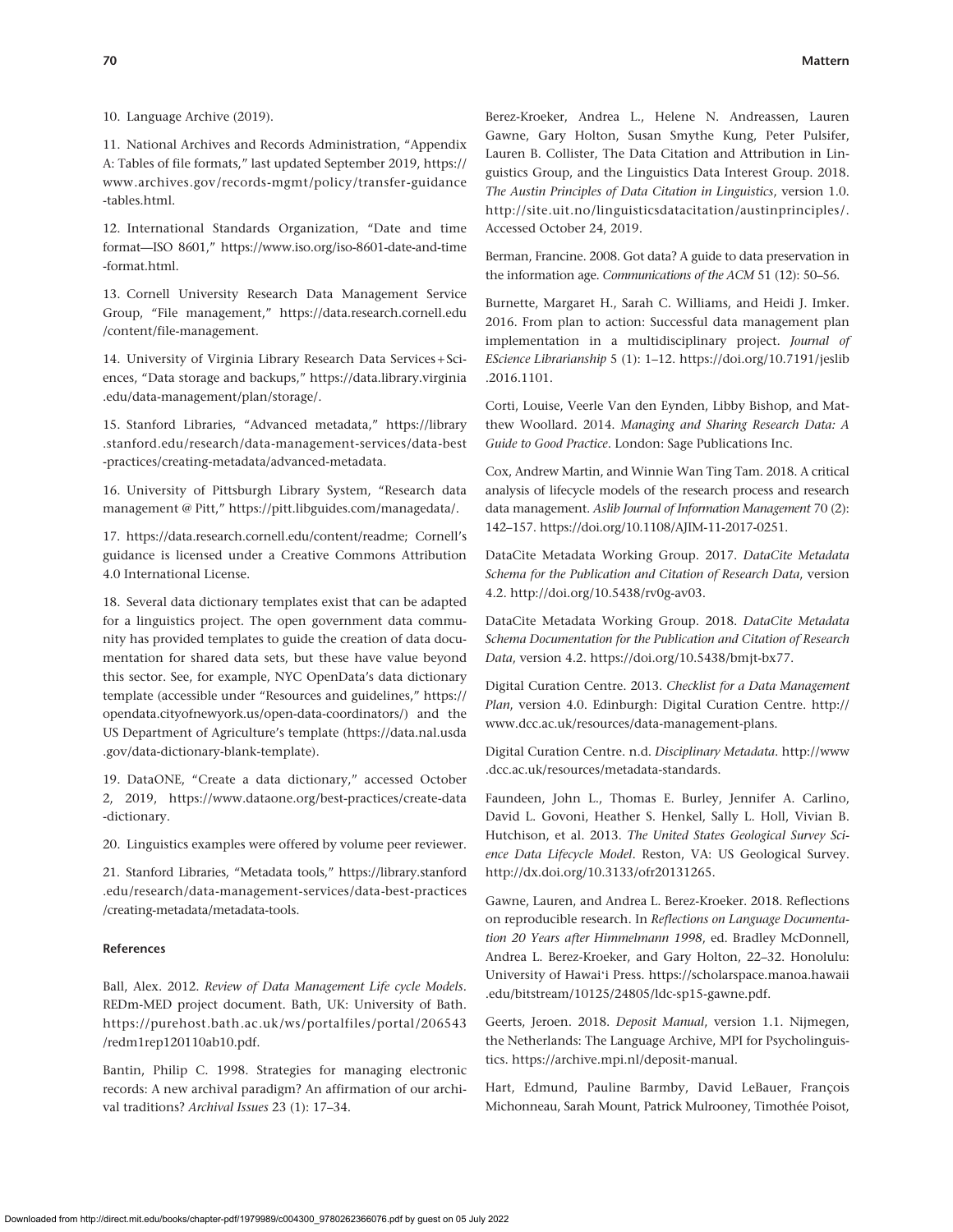10. Language Archive (2019).

11. National Archives and Records Administration, "Appendix A: Tables of file formats," last updated September 2019, https://www.archives.gov/records-mgmt/policy/transfer-guidance-tables.html.

12. International Standards Organization, "Date and time format—ISO 8601," https://www.iso.org/iso-8601-date-and-time-format.html.

13. Cornell University Research Data Management Service Group, "File management," https://data.research.cornell.edu/content/file-management.

14. University of Virginia Library Research Data Services + Sciences, "Data storage and backups," https://data.library.virginia.edu/data-management/plan/storage/.

15. Stanford Libraries, "Advanced metadata," https://library.stanford.edu/research/data-management-services/data-best-practices/creating-metadata/advanced-metadata.

16. University of Pittsburgh Library System, "Research data management @ Pitt," https://pitt.libguides.com/managedata/.

17. https://data.research.cornell.edu/content/readme; Cornell's guidance is licensed under a Creative Commons Attribution 4.0 International License.

18. Several data dictionary templates exist that can be adapted for a linguistics project. The open government data community has provided templates to guide the creation of data documentation for shared data sets, but these have value beyond this sector. See, for example, NYC OpenData's data dictionary template (accessible under "Resources and guidelines," https://opendata.cityofnewyork.us/open-data-coordinators/) and the US Department of Agriculture's template (https://data.nal.usda.gov/data-dictionary-blank-template).

19. DataONE, "Create a data dictionary," accessed October 2, 2019, https://www.dataone.org/best-practices/create-data-dictionary.

20. Linguistics examples were offered by volume peer reviewer.

21. Stanford Libraries, "Metadata tools," https://library.stanford.edu/research/data-management-services/data-best-practices/creating-metadata/metadata-tools.

#### References

Ball, Alex. 2012. *Review of Data Management Life cycle Models*. REDm-MED project document. Bath, UK: University of Bath. https://purehost.bath.ac.uk/ws/portalfiles/portal/206543/redm1rep120110ab10.pdf.

Bantin, Philip C. 1998. Strategies for managing electronic records: A new archival paradigm? An affirmation of our archival traditions? *Archival Issues* 23 (1): 17–34.

Berez-Kroeker, Andrea L., Helene N. Andreassen, Lauren Gawne, Gary Holton, Susan Smythe Kung, Peter Pulsifer, Lauren B. Collister, The Data Citation and Attribution in Linguistics Group, and the Linguistics Data Interest Group. 2018. *The Austin Principles of Data Citation in Linguistics*, version 1.0. http://site.uit.no/linguisticsdatacitation/austinprinciples/. Accessed October 24, 2019.

Berman, Francine. 2008. Got data? A guide to data preservation in the information age. *Communications of the ACM* 51 (12): 50–56.

Burnette, Margaret H., Sarah C. Williams, and Heidi J. Imker. 2016. From plan to action: Successful data management plan implementation in a multidisciplinary project. *Journal of EScience Librarianship* 5 (1): 1–12. https://doi.org/10.7191/jeslib.2016.1101.

Corti, Louise, Veerle Van den Eynden, Libby Bishop, and Matthew Woollard. 2014. *Managing and Sharing Research Data: A Guide to Good Practice*. London: Sage Publications Inc.

Cox, Andrew Martin, and Winnie Wan Ting Tam. 2018. A critical analysis of lifecycle models of the research process and research data management. *Aslib Journal of Information Management* 70 (2): 142–157. https://doi.org/10.1108/AJIM-11-2017-0251.

DataCite Metadata Working Group. 2017. *DataCite Metadata Schema for the Publication and Citation of Research Data*, version 4.2. http://doi.org/10.5438/rv0g-av03.

DataCite Metadata Working Group. 2018. *DataCite Metadata Schema Documentation for the Publication and Citation of Research Data*, version 4.2. https://doi.org/10.5438/bmjt-bx77.

Digital Curation Centre. 2013. *Checklist for a Data Management Plan*, version 4.0. Edinburgh: Digital Curation Centre. http://www.dcc.ac.uk/resources/data-management-plans.

Digital Curation Centre. n.d. *Disciplinary Metadata*. http://www.dcc.ac.uk/resources/metadata-standards.

Faundeen, John L., Thomas E. Burley, Jennifer A. Carlino, David L. Govoni, Heather S. Henkel, Sally L. Holl, Vivian B. Hutchison, et al. 2013. *The United States Geological Survey Science Data Lifecycle Model*. Reston, VA: US Geological Survey. http://dx.doi.org/10.3133/ofr20131265.

Gawne, Lauren, and Andrea L. Berez-Kroeker. 2018. Reflections on reproducible research. In *Reflections on Language Documentation 20 Years after Himmelmann 1998*, ed. Bradley McDonnell, Andrea L. Berez-Kroeker, and Gary Holton, 22–32. Honolulu: University of Hawai'i Press. https://scholarspace.manoa.hawaii.edu/bitstream/10125/24805/ldc-sp15-gawne.pdf.

Geerts, Jeroen. 2018. *Deposit Manual*, version 1.1. Nijmegen, the Netherlands: The Language Archive, MPI for Psycholinguistics. https://archive.mpi.nl/deposit-manual.

Hart, Edmund, Pauline Barmby, David LeBauer, François Michonneau, Sarah Mount, Patrick Mulrooney, Timothée Poisot,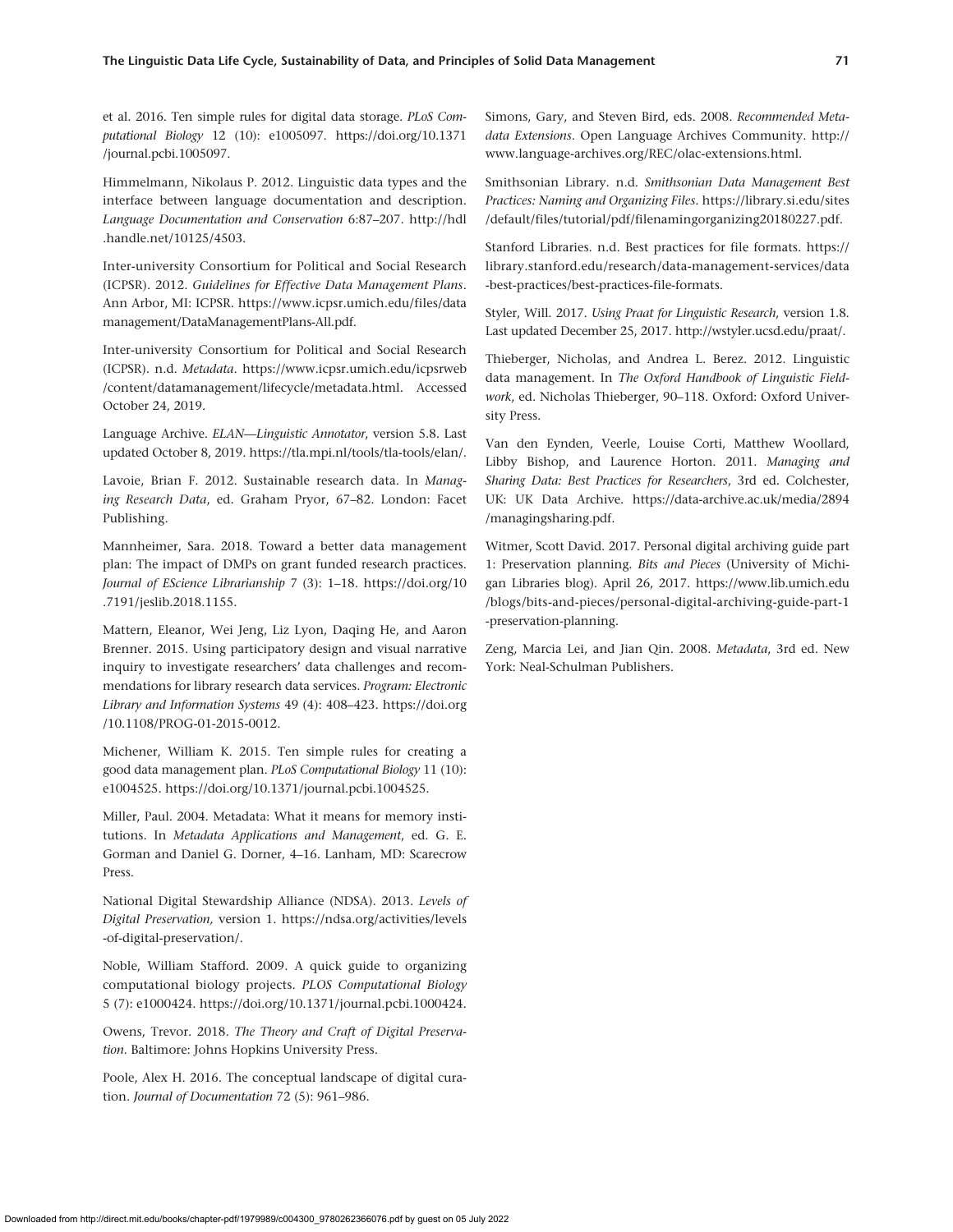et al. 2016. Ten simple rules for digital data storage. *PLoS Computational Biology* 12 (10): e1005097. https://doi.org/10.1371/journal.pcbi.1005097.

Himmelmann, Nikolaus P. 2012. Linguistic data types and the interface between language documentation and description. *Language Documentation and Conservation* 6:87–207. http://hdl.handle.net/10125/4503.

Inter-university Consortium for Political and Social Research (ICPSR). 2012. *Guidelines for Effective Data Management Plans*. Ann Arbor, MI: ICPSR. https://www.icpsr.umich.edu/files/datamanagement/DataManagementPlans-All.pdf.

Inter-university Consortium for Political and Social Research (ICPSR). n.d. *Metadata*. https://www.icpsr.umich.edu/icpsrweb/content/datamanagement/lifecycle/metadata.html. Accessed October 24, 2019.

Language Archive. *ELAN—Linguistic Annotator*, version 5.8. Last updated October 8, 2019. https://tla.mpi.nl/tools/tla-tools/elan/.

Lavoie, Brian F. 2012. Sustainable research data. In *Managing Research Data*, ed. Graham Pryor, 67–82. London: Facet Publishing.

Mannheimer, Sara. 2018. Toward a better data management plan: The impact of DMPs on grant funded research practices. *Journal of EScience Librarianship* 7 (3): 1–18. https://doi.org/10.7191/jeslib.2018.1155.

Mattern, Eleanor, Wei Jeng, Liz Lyon, Daqing He, and Aaron Brenner. 2015. Using participatory design and visual narrative inquiry to investigate researchers' data challenges and recommendations for library research data services. *Program: Electronic Library and Information Systems* 49 (4): 408–423. https://doi.org/10.1108/PROG-01-2015-0012.

Michener, William K. 2015. Ten simple rules for creating a good data management plan. *PLoS Computational Biology* 11 (10): e1004525. https://doi.org/10.1371/journal.pcbi.1004525.

Miller, Paul. 2004. Metadata: What it means for memory institutions. In *Metadata Applications and Management*, ed. G. E. Gorman and Daniel G. Dorner, 4–16. Lanham, MD: Scarecrow Press.

National Digital Stewardship Alliance (NDSA). 2013. *Levels of Digital Preservation,* version 1. https://ndsa.org/activities/levels-of-digital-preservation/.

Noble, William Stafford. 2009. A quick guide to organizing computational biology projects. *PLOS Computational Biology* 5 (7): e1000424. https://doi.org/10.1371/journal.pcbi.1000424.

Owens, Trevor. 2018. *The Theory and Craft of Digital Preservation*. Baltimore: Johns Hopkins University Press.

Poole, Alex H. 2016. The conceptual landscape of digital curation. *Journal of Documentation* 72 (5): 961–986.

Simons, Gary, and Steven Bird, eds. 2008. *Recommended Metadata Extensions*. Open Language Archives Community. http://www.language-archives.org/REC/olac-extensions.html.

Smithsonian Library. n.d. *Smithsonian Data Management Best Practices: Naming and Organizing Files*. https://library.si.edu/sites/default/files/tutorial/pdf/filenamingorganizing20180227.pdf.

Stanford Libraries. n.d. Best practices for file formats. https://library.stanford.edu/research/data-management-services/data-best-practices/best-practices-file-formats.

Styler, Will. 2017. *Using Praat for Linguistic Research*, version 1.8. Last updated December 25, 2017. http://wstyler.ucsd.edu/praat/.

Thieberger, Nicholas, and Andrea L. Berez. 2012. Linguistic data management. In *The Oxford Handbook of Linguistic Fieldwork*, ed. Nicholas Thieberger, 90–118. Oxford: Oxford University Press.

Van den Eynden, Veerle, Louise Corti, Matthew Woollard, Libby Bishop, and Laurence Horton. 2011. *Managing and Sharing Data: Best Practices for Researchers*, 3rd ed. Colchester, UK: UK Data Archive. https://data-archive.ac.uk/media/2894/managingsharing.pdf.

Witmer, Scott David. 2017. Personal digital archiving guide part 1: Preservation planning. *Bits and Pieces* (University of Michigan Libraries blog). April 26, 2017. https://www.lib.umich.edu/blogs/bits-and-pieces/personal-digital-archiving-guide-part-1-preservation-planning.

Zeng, Marcia Lei, and Jian Qin. 2008. *Metadata*, 3rd ed. New York: Neal-Schulman Publishers.